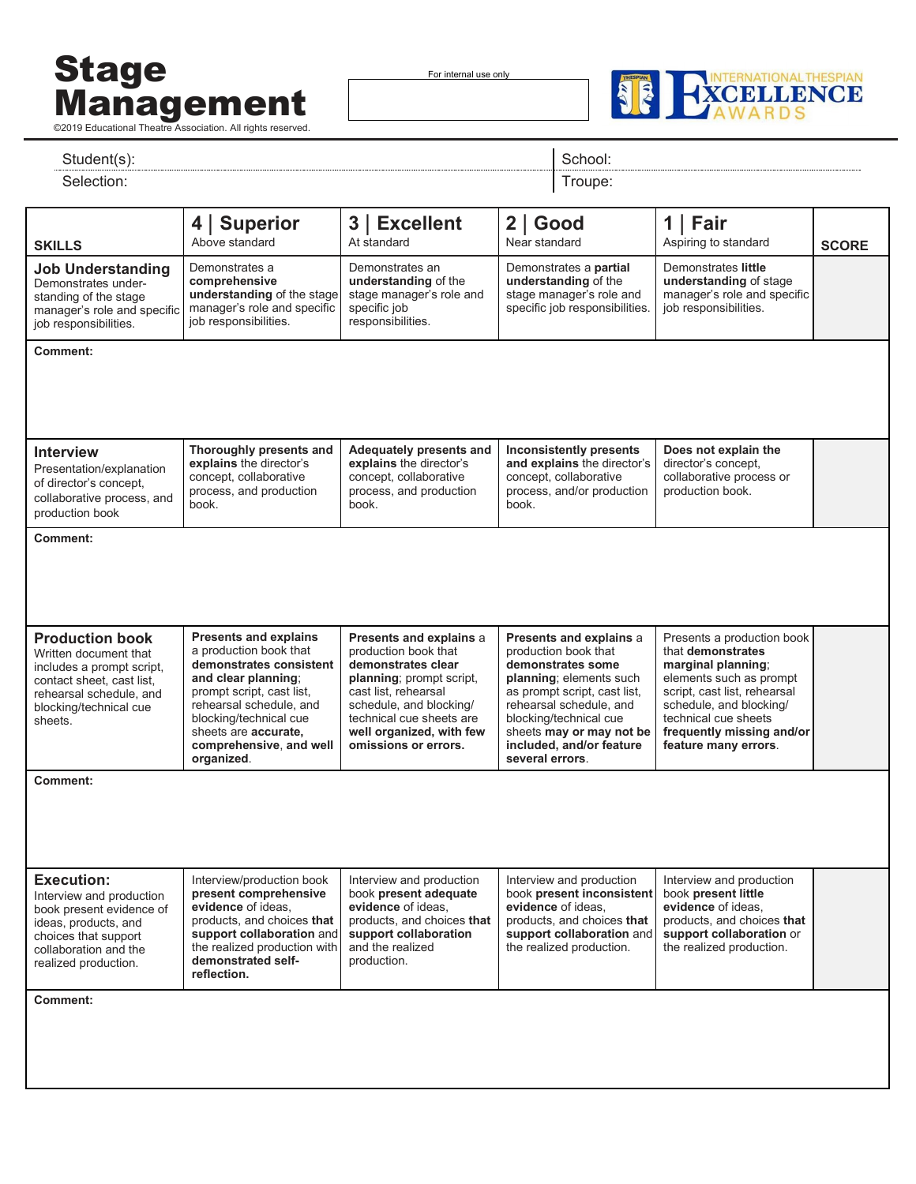# Stage Management

©2019 Educational Theatre Association. All rights reserved.

For internal use only

INTERNATIONAL THESPIAN EXCELLENCE AWARDS

Student(s): | School:

Selection: | Troupe:

| SKILLS | 4 \| Superior<br>Above standard | 3 \| Excellent<br>At standard | 2 \| Good<br>Near standard | 1 \| Fair<br>Aspiring to standard | SCORE |
|---|---|---|---|---|---|
| **Job Understanding**<br>Demonstrates understanding of the stage manager's role and specific job responsibilities. | Demonstrates a **comprehensive understanding** of the stage manager's role and specific job responsibilities. | Demonstrates an **understanding** of the stage manager's role and specific job responsibilities. | Demonstrates a **partial understanding** of the stage manager's role and specific job responsibilities. | Demonstrates **little understanding** of stage manager's role and specific job responsibilities. | |
| **Comment:** | | | | | |
| **Interview**<br>Presentation/explanation of director's concept, collaborative process, and production book | **Thoroughly presents and explains** the director's concept, collaborative process, and production book. | **Adequately presents and explains** the director's concept, collaborative process, and production book. | **Inconsistently presents and explains** the director's concept, collaborative process, and/or production book. | **Does not explain the** director's concept, collaborative process or production book. | |
| **Comment:** | | | | | |
| **Production book**<br>Written document that includes a prompt script, contact sheet, cast list, rehearsal schedule, and blocking/technical cue sheets. | **Presents and explains** a production book that **demonstrates consistent and clear planning**; prompt script, cast list, rehearsal schedule, and blocking/technical cue sheets are **accurate, comprehensive**, and **well organized**. | **Presents and explains** a production book that **demonstrates clear planning**; prompt script, cast list, rehearsal schedule, and blocking/ technical cue sheets are **well organized, with few omissions or errors.** | **Presents and explains** a production book that **demonstrates some planning**; elements such as prompt script, cast list, rehearsal schedule, and blocking/technical cue sheets **may or may not be included, and/or feature several errors**. | Presents a production book that **demonstrates marginal planning**; elements such as prompt script, cast list, rehearsal schedule, and blocking/ technical cue sheets **frequently missing and/or feature many errors**. | |
| **Comment:** | | | | | |
| **Execution:**<br>Interview and production book present evidence of ideas, products, and choices that support collaboration and the realized production. | Interview/production book **present comprehensive evidence** of ideas, products, and choices **that support collaboration** and the realized production with **demonstrated self-reflection.** | Interview and production book **present adequate evidence** of ideas, products, and choices **that support collaboration** and the realized production. | Interview and production book **present inconsistent evidence** of ideas, products, and choices **that support collaboration** and the realized production. | Interview and production book **present little evidence** of ideas, products, and choices **that support collaboration** or the realized production. | |
| **Comment:** | | | | | |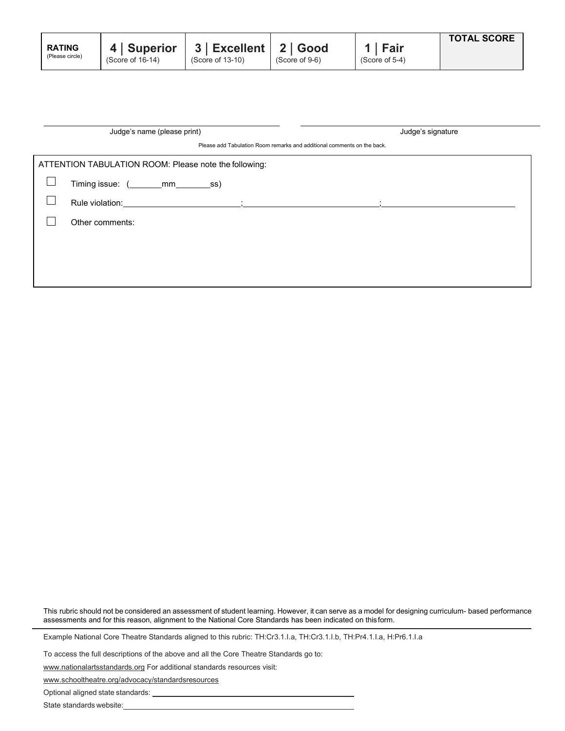| RATING (Please circle) | 4 \| Superior (Score of 16-14) | 3 \| Excellent (Score of 13-10) | 2 \| Good (Score of 9-6) | 1 \| Fair (Score of 5-4) | TOTAL SCORE |
|---|---|---|---|---|---|

______________________________ Judge's name (please print)

______________________________ Judge's signature

Please add Tabulation Room remarks and additional comments on the back.

ATTENTION TABULATION ROOM: Please note the following:

- ☐ Timing issue: (_______mm________ss)
- ☐ Rule violation:________________________;____________________________;____________________________
- ☐ Other comments:

This rubric should not be considered an assessment of student learning. However, it can serve as a model for designing curriculum- based performance assessments and for this reason, alignment to the National Core Standards has been indicated on this form.

Example National Core Theatre Standards aligned to this rubric: TH:Cr3.1.I.a, TH:Cr3.1.I.b, TH:Pr4.1.I.a, H:Pr6.1.I.a

To access the full descriptions of the above and all the Core Theatre Standards go to:

www.nationalartsstandards.org For additional standards resources visit:

www.schooltheatre.org/advocacy/standardsresources

Optional aligned state standards: ______________________________

State standards website: ______________________________